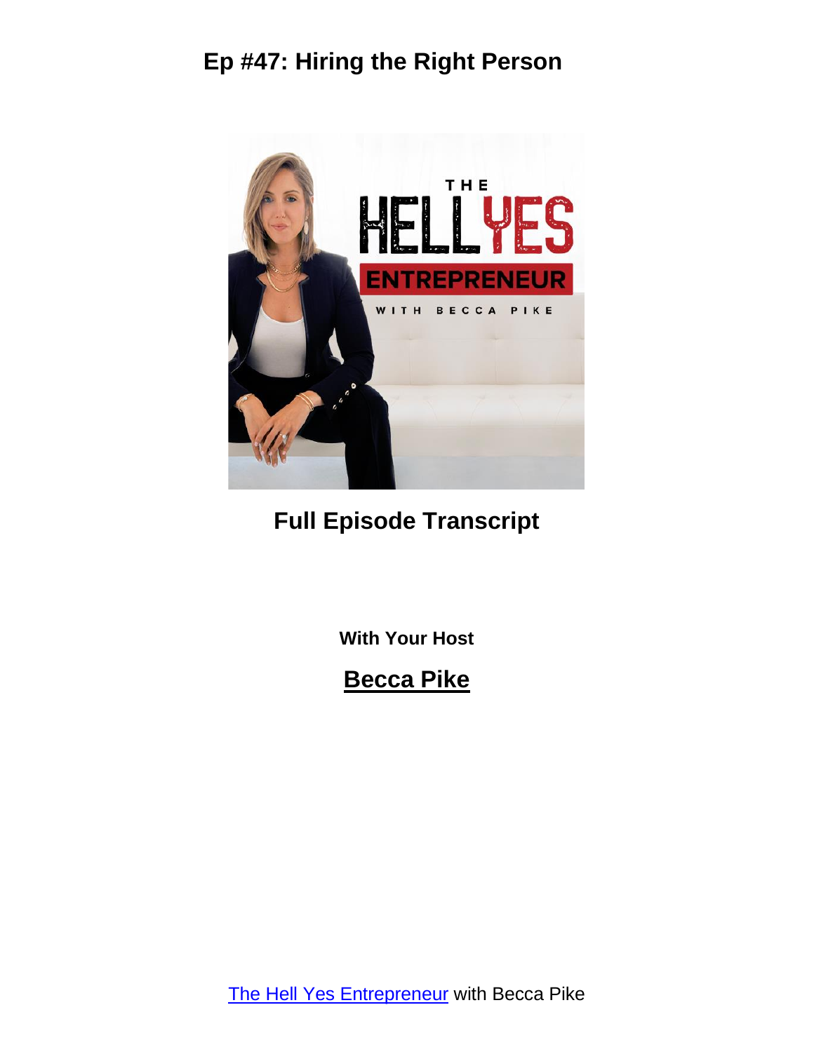# Ep #47: Hiring the Right Person

## Full Episode Transcript

**With Your Host**

## Becca Pike

[The Hell Yes Entrepreneur](#) with Becca Pike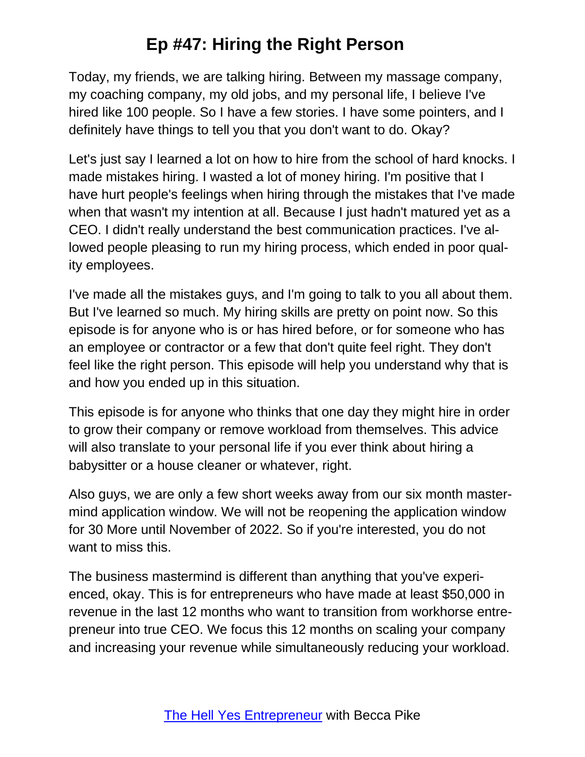Today, my friends, we are talking hiring. Between my massage company, my coaching company, my old jobs, and my personal life, I believe I've hired like 100 people. So I have a few stories. I have some pointers, and I definitely have things to tell you that you don't want to do. Okay?

Let's just say I learned a lot on how to hire from the school of hard knocks. I made mistakes hiring. I wasted a lot of money hiring. I'm positive that I have hurt people's feelings when hiring through the mistakes that I've made when that wasn't my intention at all. Because I just hadn't matured yet as a CEO. I didn't really understand the best communication practices. I've allowed people pleasing to run my hiring process, which ended in poor quality employees.

I've made all the mistakes guys, and I'm going to talk to you all about them. But I've learned so much. My hiring skills are pretty on point now. So this episode is for anyone who is or has hired before, or for someone who has an employee or contractor or a few that don't quite feel right. They don't feel like the right person. This episode will help you understand why that is and how you ended up in this situation.

This episode is for anyone who thinks that one day they might hire in order to grow their company or remove workload from themselves. This advice will also translate to your personal life if you ever think about hiring a babysitter or a house cleaner or whatever, right.

Also guys, we are only a few short weeks away from our six month mastermind application window. We will not be reopening the application window for 30 More until November of 2022. So if you're interested, you do not want to miss this.

The business mastermind is different than anything that you've experienced, okay. This is for entrepreneurs who have made at least $50,000 in revenue in the last 12 months who want to transition from workhorse entrepreneur into true CEO. We focus this 12 months on scaling your company and increasing your revenue while simultaneously reducing your workload.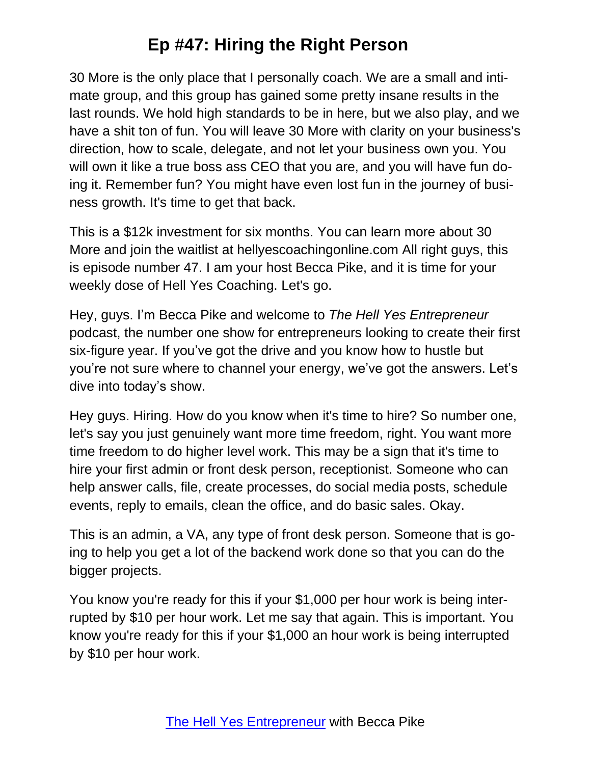30 More is the only place that I personally coach. We are a small and intimate group, and this group has gained some pretty insane results in the last rounds. We hold high standards to be in here, but we also play, and we have a shit ton of fun. You will leave 30 More with clarity on your business's direction, how to scale, delegate, and not let your business own you. You will own it like a true boss ass CEO that you are, and you will have fun doing it. Remember fun? You might have even lost fun in the journey of business growth. It's time to get that back.

This is a $12k investment for six months. You can learn more about 30 More and join the waitlist at hellyescoachingonline.com All right guys, this is episode number 47. I am your host Becca Pike, and it is time for your weekly dose of Hell Yes Coaching. Let's go.

Hey, guys. I'm Becca Pike and welcome to *The Hell Yes Entrepreneur* podcast, the number one show for entrepreneurs looking to create their first six-figure year. If you've got the drive and you know how to hustle but you're not sure where to channel your energy, we've got the answers. Let's dive into today's show.

Hey guys. Hiring. How do you know when it's time to hire? So number one, let's say you just genuinely want more time freedom, right. You want more time freedom to do higher level work. This may be a sign that it's time to hire your first admin or front desk person, receptionist. Someone who can help answer calls, file, create processes, do social media posts, schedule events, reply to emails, clean the office, and do basic sales. Okay.

This is an admin, a VA, any type of front desk person. Someone that is going to help you get a lot of the backend work done so that you can do the bigger projects.

You know you're ready for this if your $1,000 per hour work is being interrupted by $10 per hour work. Let me say that again. This is important. You know you're ready for this if your $1,000 an hour work is being interrupted by $10 per hour work.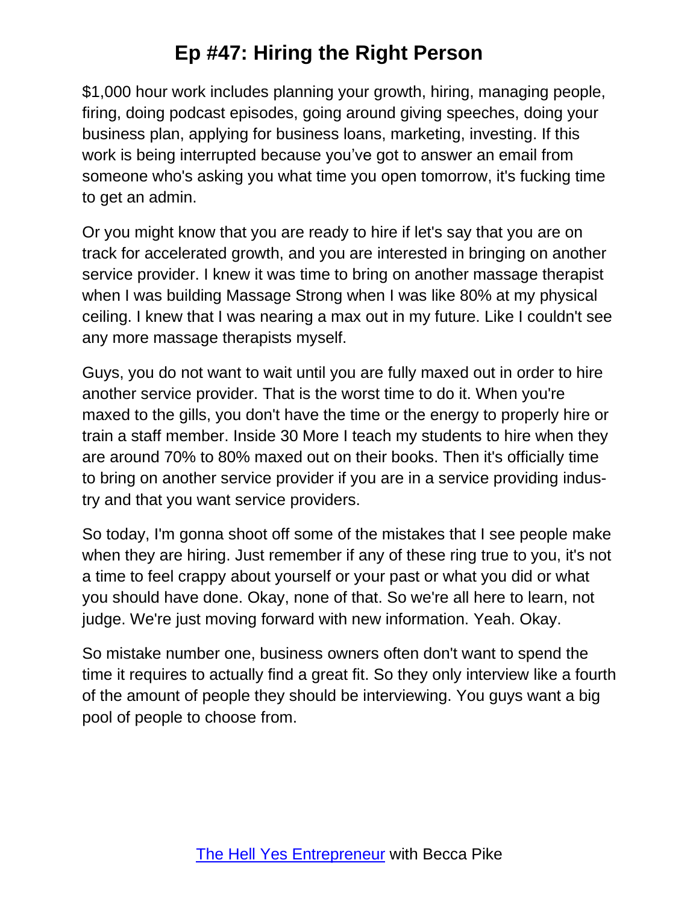$1,000 hour work includes planning your growth, hiring, managing people, firing, doing podcast episodes, going around giving speeches, doing your business plan, applying for business loans, marketing, investing. If this work is being interrupted because you've got to answer an email from someone who's asking you what time you open tomorrow, it's fucking time to get an admin.

Or you might know that you are ready to hire if let's say that you are on track for accelerated growth, and you are interested in bringing on another service provider. I knew it was time to bring on another massage therapist when I was building Massage Strong when I was like 80% at my physical ceiling. I knew that I was nearing a max out in my future. Like I couldn't see any more massage therapists myself.

Guys, you do not want to wait until you are fully maxed out in order to hire another service provider. That is the worst time to do it. When you're maxed to the gills, you don't have the time or the energy to properly hire or train a staff member. Inside 30 More I teach my students to hire when they are around 70% to 80% maxed out on their books. Then it's officially time to bring on another service provider if you are in a service providing industry and that you want service providers.

So today, I'm gonna shoot off some of the mistakes that I see people make when they are hiring. Just remember if any of these ring true to you, it's not a time to feel crappy about yourself or your past or what you did or what you should have done. Okay, none of that. So we're all here to learn, not judge. We're just moving forward with new information. Yeah. Okay.

So mistake number one, business owners often don't want to spend the time it requires to actually find a great fit. So they only interview like a fourth of the amount of people they should be interviewing. You guys want a big pool of people to choose from.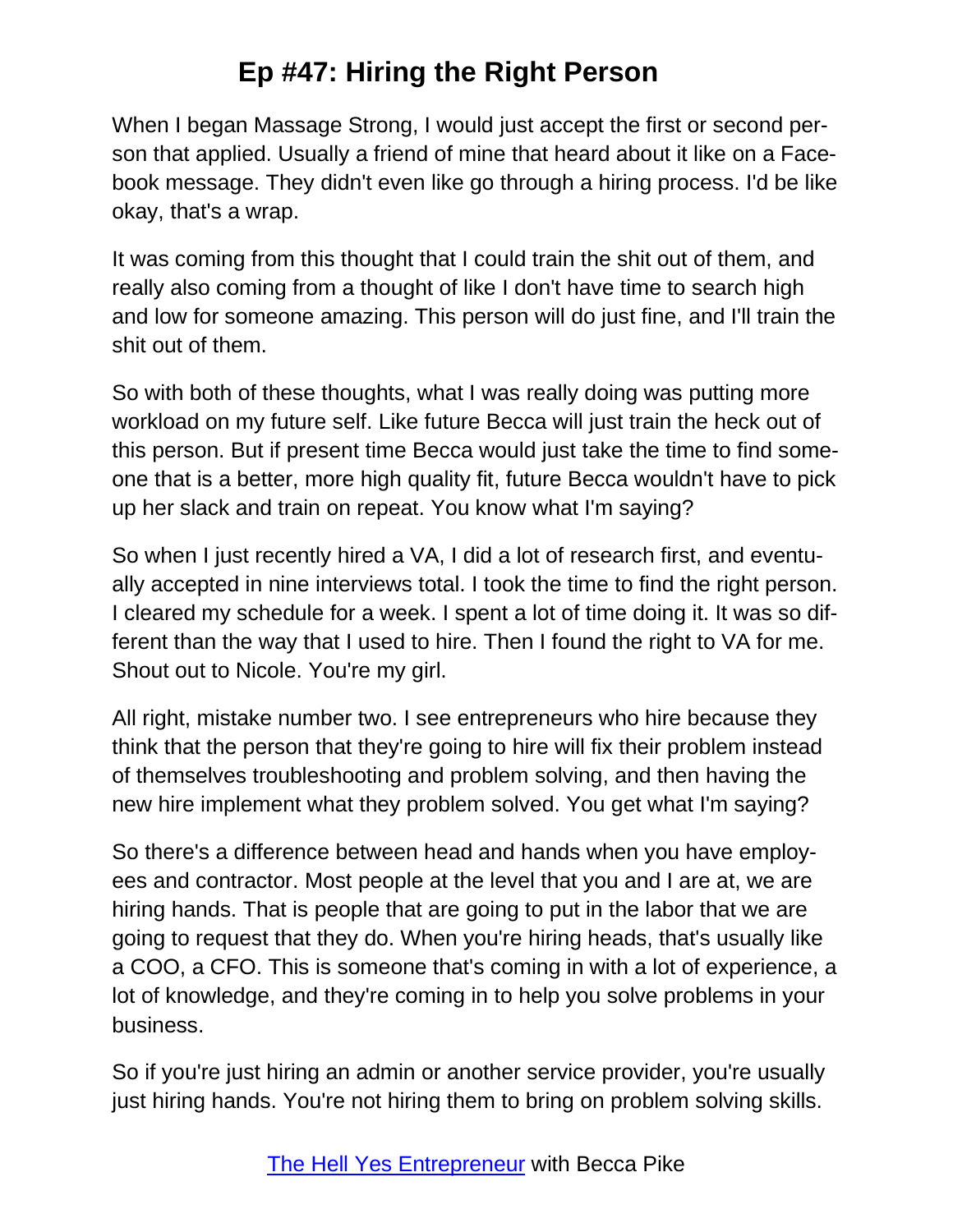# Ep #47: Hiring the Right Person

When I began Massage Strong, I would just accept the first or second person that applied. Usually a friend of mine that heard about it like on a Facebook message. They didn't even like go through a hiring process. I'd be like okay, that's a wrap.

It was coming from this thought that I could train the shit out of them, and really also coming from a thought of like I don't have time to search high and low for someone amazing. This person will do just fine, and I'll train the shit out of them.

So with both of these thoughts, what I was really doing was putting more workload on my future self. Like future Becca will just train the heck out of this person. But if present time Becca would just take the time to find someone that is a better, more high quality fit, future Becca wouldn't have to pick up her slack and train on repeat. You know what I'm saying?

So when I just recently hired a VA, I did a lot of research first, and eventually accepted in nine interviews total. I took the time to find the right person. I cleared my schedule for a week. I spent a lot of time doing it. It was so different than the way that I used to hire. Then I found the right to VA for me. Shout out to Nicole. You're my girl.

All right, mistake number two. I see entrepreneurs who hire because they think that the person that they're going to hire will fix their problem instead of themselves troubleshooting and problem solving, and then having the new hire implement what they problem solved. You get what I'm saying?

So there's a difference between head and hands when you have employees and contractor. Most people at the level that you and I are at, we are hiring hands. That is people that are going to put in the labor that we are going to request that they do. When you're hiring heads, that's usually like a COO, a CFO. This is someone that's coming in with a lot of experience, a lot of knowledge, and they're coming in to help you solve problems in your business.

So if you're just hiring an admin or another service provider, you're usually just hiring hands. You're not hiring them to bring on problem solving skills.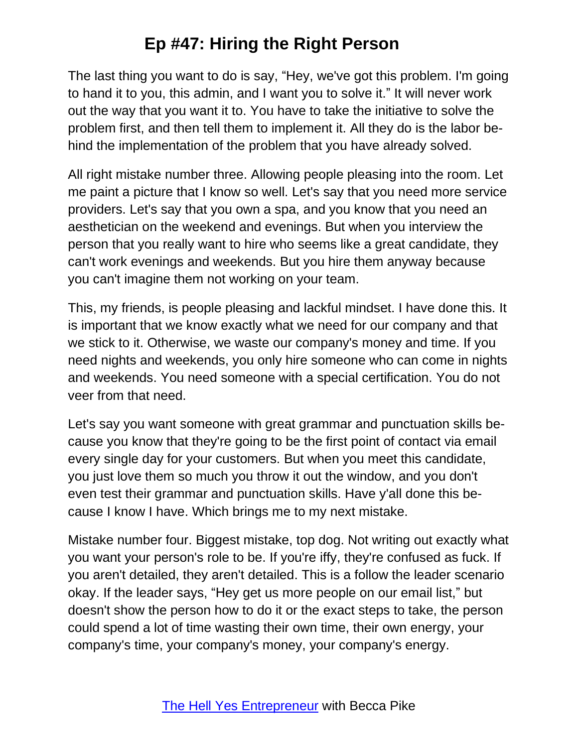The last thing you want to do is say, “Hey, we've got this problem. I'm going to hand it to you, this admin, and I want you to solve it.” It will never work out the way that you want it to. You have to take the initiative to solve the problem first, and then tell them to implement it. All they do is the labor behind the implementation of the problem that you have already solved.

All right mistake number three. Allowing people pleasing into the room. Let me paint a picture that I know so well. Let's say that you need more service providers. Let's say that you own a spa, and you know that you need an aesthetician on the weekend and evenings. But when you interview the person that you really want to hire who seems like a great candidate, they can't work evenings and weekends. But you hire them anyway because you can't imagine them not working on your team.

This, my friends, is people pleasing and lackful mindset. I have done this. It is important that we know exactly what we need for our company and that we stick to it. Otherwise, we waste our company's money and time. If you need nights and weekends, you only hire someone who can come in nights and weekends. You need someone with a special certification. You do not veer from that need.

Let's say you want someone with great grammar and punctuation skills because you know that they're going to be the first point of contact via email every single day for your customers. But when you meet this candidate, you just love them so much you throw it out the window, and you don't even test their grammar and punctuation skills. Have y'all done this because I know I have. Which brings me to my next mistake.

Mistake number four. Biggest mistake, top dog. Not writing out exactly what you want your person's role to be. If you're iffy, they're confused as fuck. If you aren't detailed, they aren't detailed. This is a follow the leader scenario okay. If the leader says, “Hey get us more people on our email list,” but doesn't show the person how to do it or the exact steps to take, the person could spend a lot of time wasting their own time, their own energy, your company's time, your company's money, your company's energy.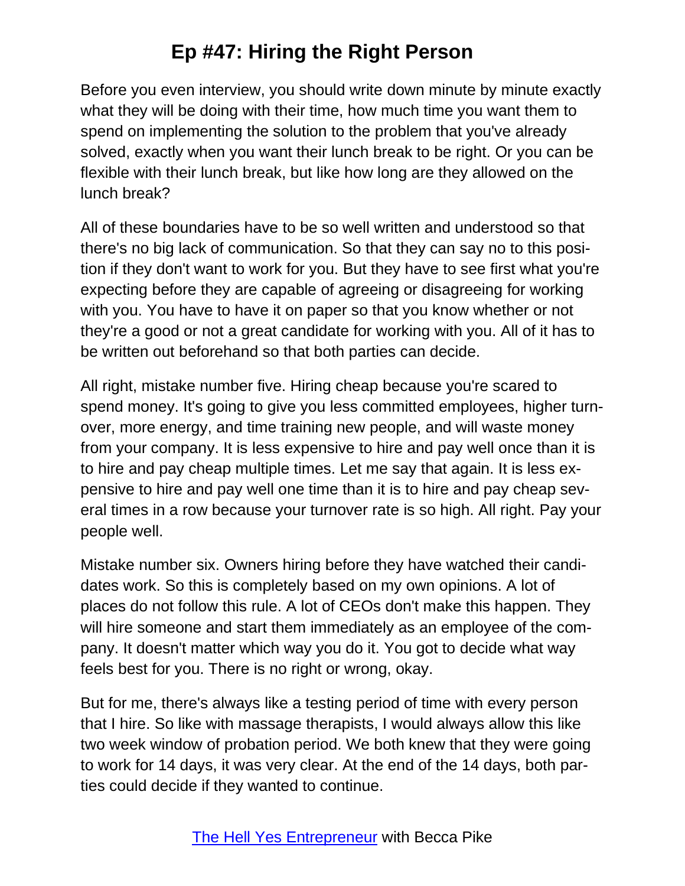Before you even interview, you should write down minute by minute exactly what they will be doing with their time, how much time you want them to spend on implementing the solution to the problem that you've already solved, exactly when you want their lunch break to be right. Or you can be flexible with their lunch break, but like how long are they allowed on the lunch break?

All of these boundaries have to be so well written and understood so that there's no big lack of communication. So that they can say no to this position if they don't want to work for you. But they have to see first what you're expecting before they are capable of agreeing or disagreeing for working with you. You have to have it on paper so that you know whether or not they're a good or not a great candidate for working with you. All of it has to be written out beforehand so that both parties can decide.

All right, mistake number five. Hiring cheap because you're scared to spend money. It's going to give you less committed employees, higher turnover, more energy, and time training new people, and will waste money from your company. It is less expensive to hire and pay well once than it is to hire and pay cheap multiple times. Let me say that again. It is less expensive to hire and pay well one time than it is to hire and pay cheap several times in a row because your turnover rate is so high. All right. Pay your people well.

Mistake number six. Owners hiring before they have watched their candidates work. So this is completely based on my own opinions. A lot of places do not follow this rule. A lot of CEOs don't make this happen. They will hire someone and start them immediately as an employee of the company. It doesn't matter which way you do it. You got to decide what way feels best for you. There is no right or wrong, okay.

But for me, there's always like a testing period of time with every person that I hire. So like with massage therapists, I would always allow this like two week window of probation period. We both knew that they were going to work for 14 days, it was very clear. At the end of the 14 days, both parties could decide if they wanted to continue.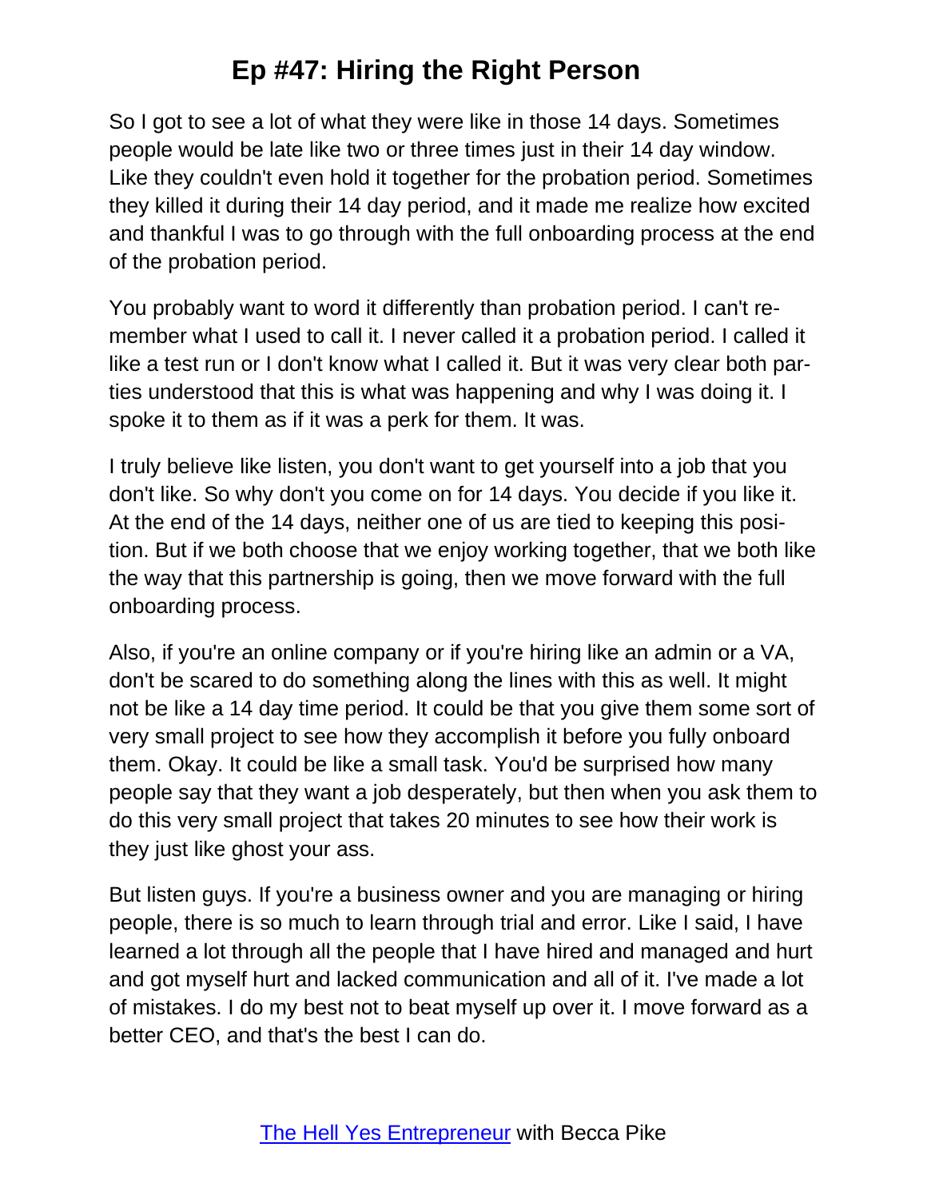So I got to see a lot of what they were like in those 14 days. Sometimes people would be late like two or three times just in their 14 day window. Like they couldn't even hold it together for the probation period. Sometimes they killed it during their 14 day period, and it made me realize how excited and thankful I was to go through with the full onboarding process at the end of the probation period.

You probably want to word it differently than probation period. I can't remember what I used to call it. I never called it a probation period. I called it like a test run or I don't know what I called it. But it was very clear both parties understood that this is what was happening and why I was doing it. I spoke it to them as if it was a perk for them. It was.

I truly believe like listen, you don't want to get yourself into a job that you don't like. So why don't you come on for 14 days. You decide if you like it. At the end of the 14 days, neither one of us are tied to keeping this position. But if we both choose that we enjoy working together, that we both like the way that this partnership is going, then we move forward with the full onboarding process.

Also, if you're an online company or if you're hiring like an admin or a VA, don't be scared to do something along the lines with this as well. It might not be like a 14 day time period. It could be that you give them some sort of very small project to see how they accomplish it before you fully onboard them. Okay. It could be like a small task. You'd be surprised how many people say that they want a job desperately, but then when you ask them to do this very small project that takes 20 minutes to see how their work is they just like ghost your ass.

But listen guys. If you're a business owner and you are managing or hiring people, there is so much to learn through trial and error. Like I said, I have learned a lot through all the people that I have hired and managed and hurt and got myself hurt and lacked communication and all of it. I've made a lot of mistakes. I do my best not to beat myself up over it. I move forward as a better CEO, and that's the best I can do.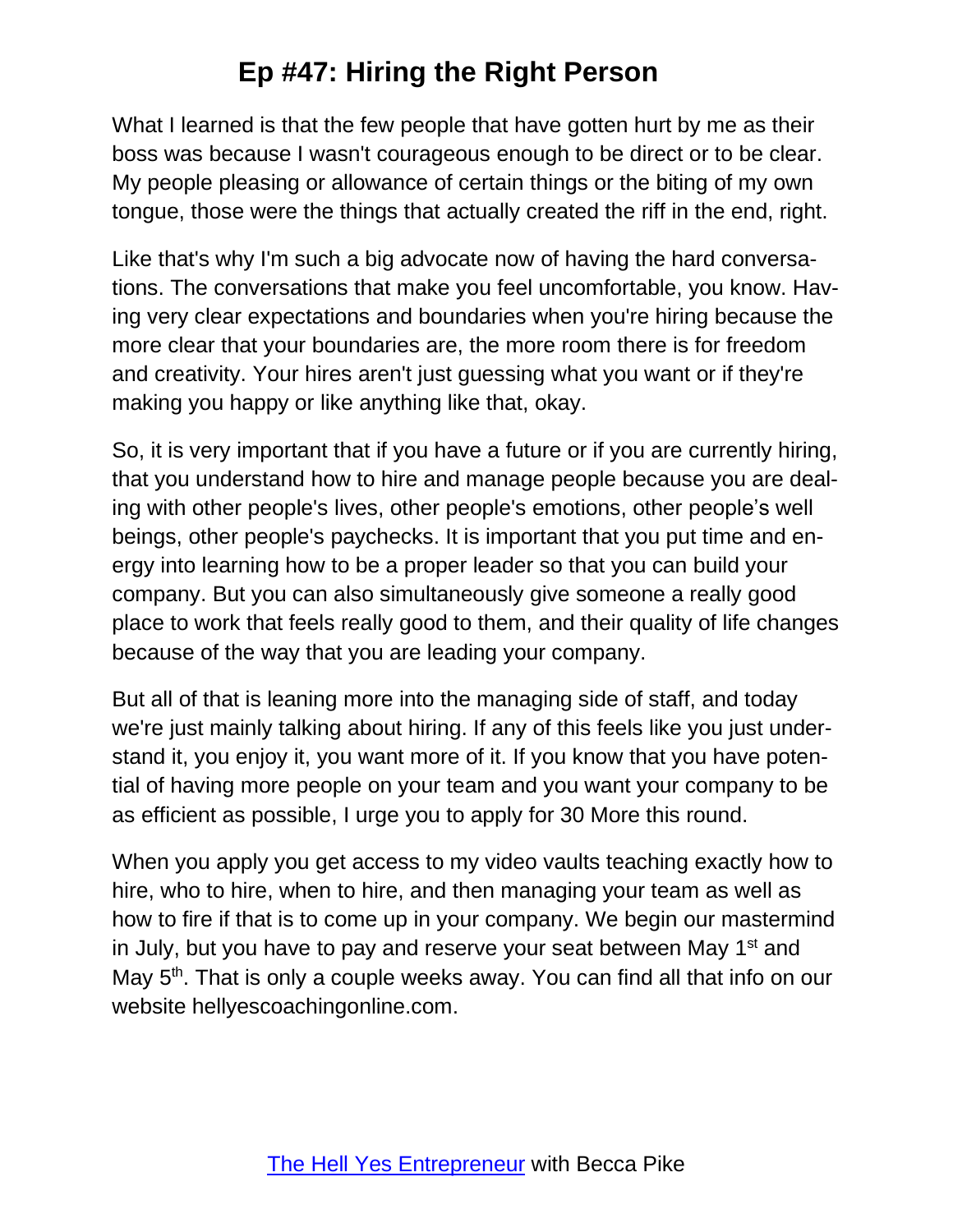What I learned is that the few people that have gotten hurt by me as their boss was because I wasn't courageous enough to be direct or to be clear. My people pleasing or allowance of certain things or the biting of my own tongue, those were the things that actually created the riff in the end, right.

Like that's why I'm such a big advocate now of having the hard conversations. The conversations that make you feel uncomfortable, you know. Having very clear expectations and boundaries when you're hiring because the more clear that your boundaries are, the more room there is for freedom and creativity. Your hires aren't just guessing what you want or if they're making you happy or like anything like that, okay.

So, it is very important that if you have a future or if you are currently hiring, that you understand how to hire and manage people because you are dealing with other people's lives, other people's emotions, other people's well beings, other people's paychecks. It is important that you put time and energy into learning how to be a proper leader so that you can build your company. But you can also simultaneously give someone a really good place to work that feels really good to them, and their quality of life changes because of the way that you are leading your company.

But all of that is leaning more into the managing side of staff, and today we're just mainly talking about hiring. If any of this feels like you just understand it, you enjoy it, you want more of it. If you know that you have potential of having more people on your team and you want your company to be as efficient as possible, I urge you to apply for 30 More this round.

When you apply you get access to my video vaults teaching exactly how to hire, who to hire, when to hire, and then managing your team as well as how to fire if that is to come up in your company. We begin our mastermind in July, but you have to pay and reserve your seat between May 1st and May 5th. That is only a couple weeks away. You can find all that info on our website hellyescoachingonline.com.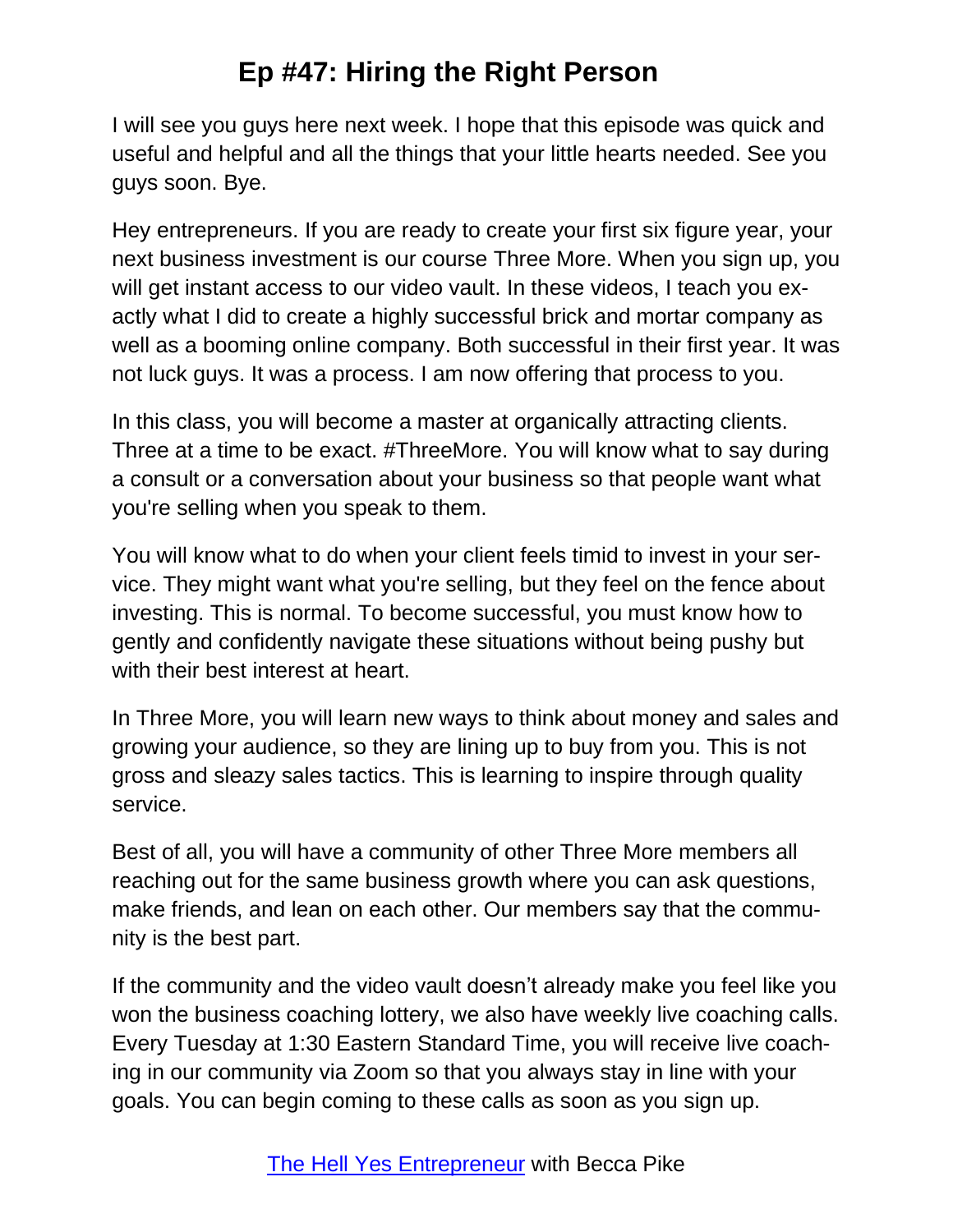I will see you guys here next week. I hope that this episode was quick and useful and helpful and all the things that your little hearts needed. See you guys soon. Bye.

Hey entrepreneurs. If you are ready to create your first six figure year, your next business investment is our course Three More. When you sign up, you will get instant access to our video vault. In these videos, I teach you exactly what I did to create a highly successful brick and mortar company as well as a booming online company. Both successful in their first year. It was not luck guys. It was a process. I am now offering that process to you.

In this class, you will become a master at organically attracting clients. Three at a time to be exact. #ThreeMore. You will know what to say during a consult or a conversation about your business so that people want what you're selling when you speak to them.

You will know what to do when your client feels timid to invest in your service. They might want what you're selling, but they feel on the fence about investing. This is normal. To become successful, you must know how to gently and confidently navigate these situations without being pushy but with their best interest at heart.

In Three More, you will learn new ways to think about money and sales and growing your audience, so they are lining up to buy from you. This is not gross and sleazy sales tactics. This is learning to inspire through quality service.

Best of all, you will have a community of other Three More members all reaching out for the same business growth where you can ask questions, make friends, and lean on each other. Our members say that the community is the best part.

If the community and the video vault doesn't already make you feel like you won the business coaching lottery, we also have weekly live coaching calls. Every Tuesday at 1:30 Eastern Standard Time, you will receive live coaching in our community via Zoom so that you always stay in line with your goals. You can begin coming to these calls as soon as you sign up.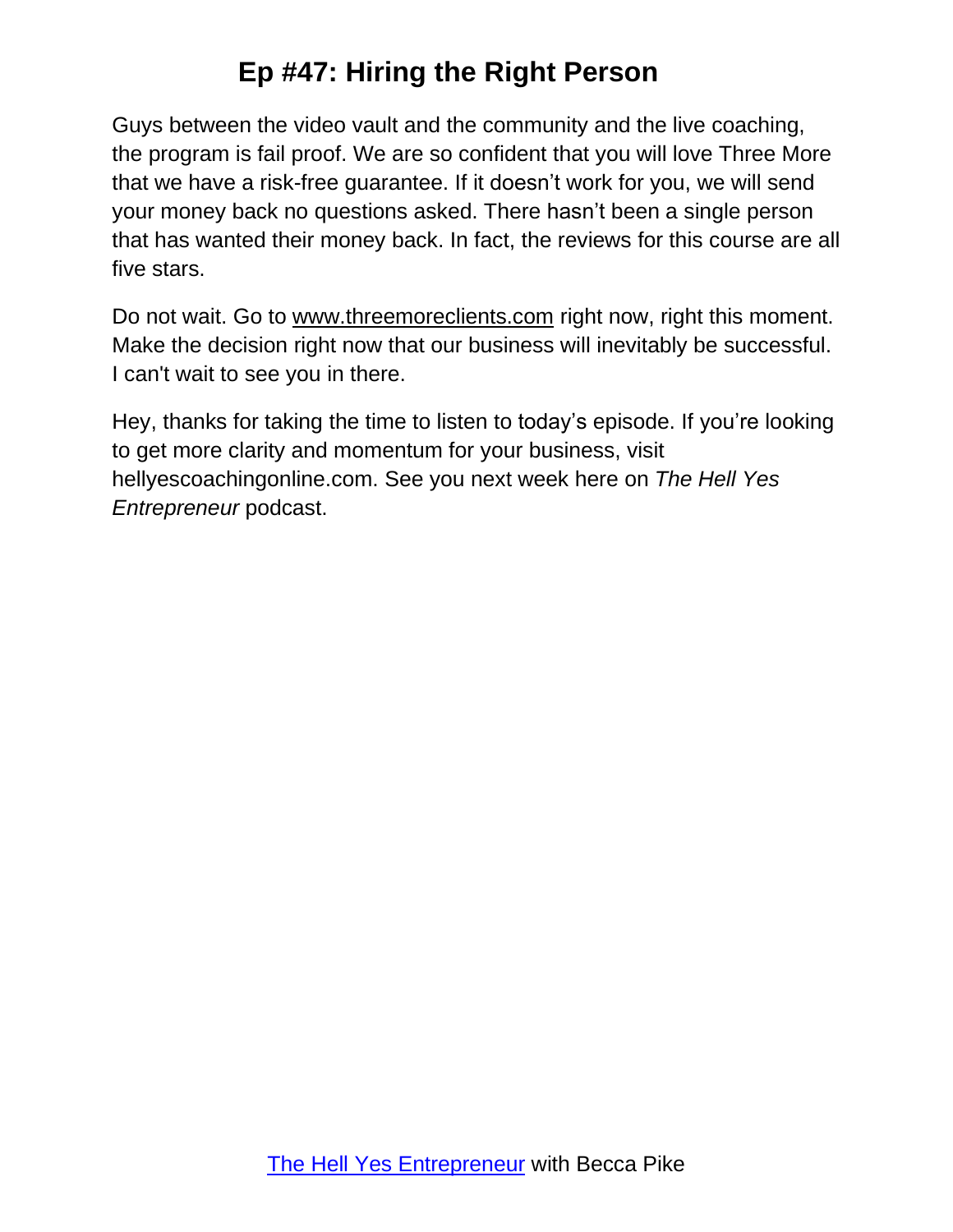Guys between the video vault and the community and the live coaching, the program is fail proof. We are so confident that you will love Three More that we have a risk-free guarantee. If it doesn't work for you, we will send your money back no questions asked. There hasn't been a single person that has wanted their money back. In fact, the reviews for this course are all five stars.

Do not wait. Go to www.threemoreclients.com right now, right this moment. Make the decision right now that our business will inevitably be successful. I can't wait to see you in there.

Hey, thanks for taking the time to listen to today's episode. If you're looking to get more clarity and momentum for your business, visit hellyescoachingonline.com. See you next week here on *The Hell Yes Entrepreneur* podcast.